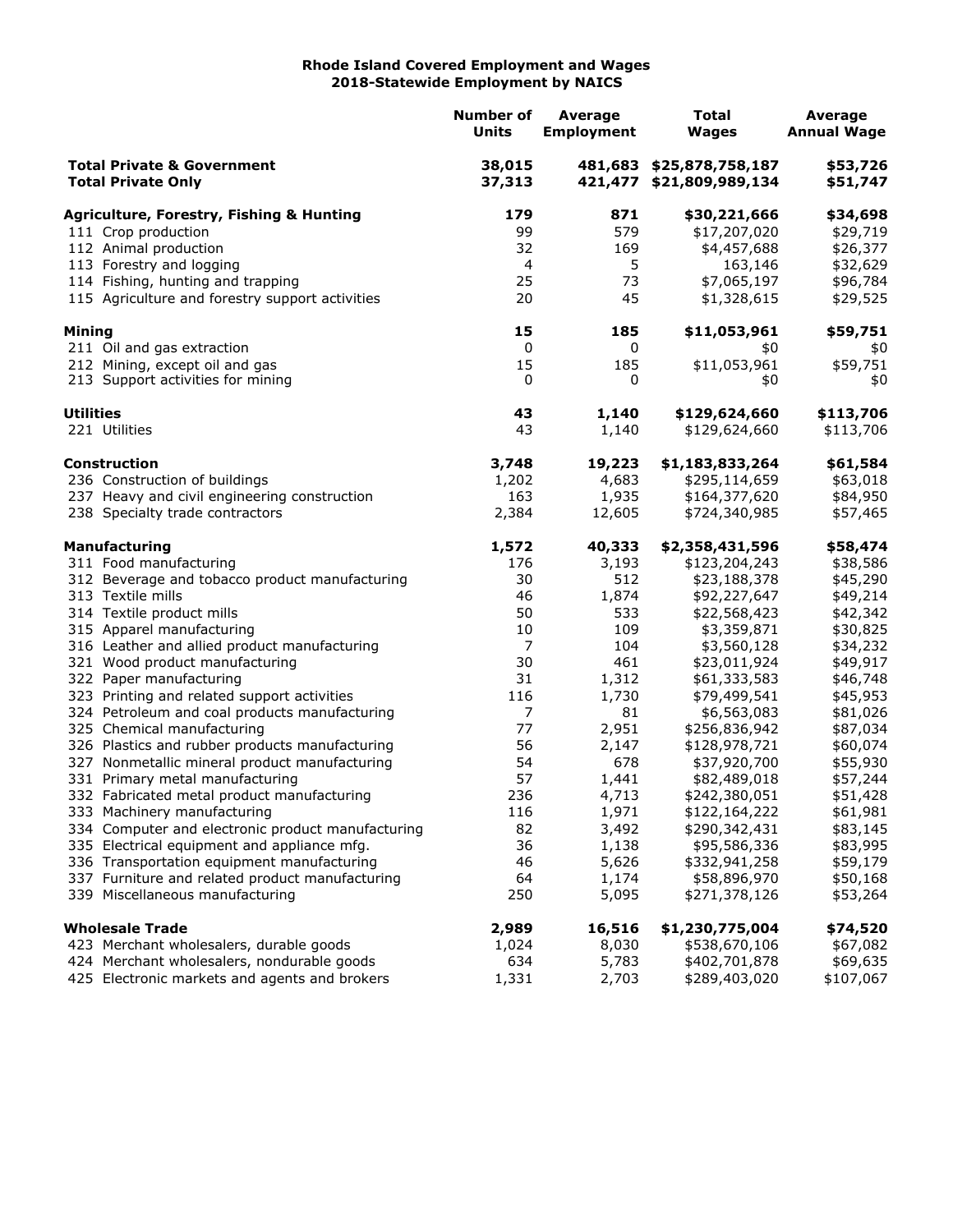**Rhode Island Covered Employment and Wages**
**2018-Statewide Employment by NAICS**

| | Number of Units | Average Employment | Total Wages | Average Annual Wage |
|---|---|---|---|---|
| **Total Private & Government** | **38,015** | **481,683** | **$25,878,758,187** | **$53,726** |
| **Total Private Only** | **37,313** | **421,477** | **$21,809,989,134** | **$51,747** |
| | | | | |
| **Agriculture, Forestry, Fishing & Hunting** | **179** | **871** | **$30,221,666** | **$34,698** |
| 111 Crop production | 99 | 579 | $17,207,020 | $29,719 |
| 112 Animal production | 32 | 169 | $4,457,688 | $26,377 |
| 113 Forestry and logging | 4 | 5 | 163,146 | $32,629 |
| 114 Fishing, hunting and trapping | 25 | 73 | $7,065,197 | $96,784 |
| 115 Agriculture and forestry support activities | 20 | 45 | $1,328,615 | $29,525 |
| | | | | |
| **Mining** | **15** | **185** | **$11,053,961** | **$59,751** |
| 211 Oil and gas extraction | 0 | 0 | $0 | $0 |
| 212 Mining, except oil and gas | 15 | 185 | $11,053,961 | $59,751 |
| 213 Support activities for mining | 0 | 0 | $0 | $0 |
| | | | | |
| **Utilities** | **43** | **1,140** | **$129,624,660** | **$113,706** |
| 221 Utilities | 43 | 1,140 | $129,624,660 | $113,706 |
| | | | | |
| **Construction** | **3,748** | **19,223** | **$1,183,833,264** | **$61,584** |
| 236 Construction of buildings | 1,202 | 4,683 | $295,114,659 | $63,018 |
| 237 Heavy and civil engineering construction | 163 | 1,935 | $164,377,620 | $84,950 |
| 238 Specialty trade contractors | 2,384 | 12,605 | $724,340,985 | $57,465 |
| | | | | |
| **Manufacturing** | **1,572** | **40,333** | **$2,358,431,596** | **$58,474** |
| 311 Food manufacturing | 176 | 3,193 | $123,204,243 | $38,586 |
| 312 Beverage and tobacco product manufacturing | 30 | 512 | $23,188,378 | $45,290 |
| 313 Textile mills | 46 | 1,874 | $92,227,647 | $49,214 |
| 314 Textile product mills | 50 | 533 | $22,568,423 | $42,342 |
| 315 Apparel manufacturing | 10 | 109 | $3,359,871 | $30,825 |
| 316 Leather and allied product manufacturing | 7 | 104 | $3,560,128 | $34,232 |
| 321 Wood product manufacturing | 30 | 461 | $23,011,924 | $49,917 |
| 322 Paper manufacturing | 31 | 1,312 | $61,333,583 | $46,748 |
| 323 Printing and related support activities | 116 | 1,730 | $79,499,541 | $45,953 |
| 324 Petroleum and coal products manufacturing | 7 | 81 | $6,563,083 | $81,026 |
| 325 Chemical manufacturing | 77 | 2,951 | $256,836,942 | $87,034 |
| 326 Plastics and rubber products manufacturing | 56 | 2,147 | $128,978,721 | $60,074 |
| 327 Nonmetallic mineral product manufacturing | 54 | 678 | $37,920,700 | $55,930 |
| 331 Primary metal manufacturing | 57 | 1,441 | $82,489,018 | $57,244 |
| 332 Fabricated metal product manufacturing | 236 | 4,713 | $242,380,051 | $51,428 |
| 333 Machinery manufacturing | 116 | 1,971 | $122,164,222 | $61,981 |
| 334 Computer and electronic product manufacturing | 82 | 3,492 | $290,342,431 | $83,145 |
| 335 Electrical equipment and appliance mfg. | 36 | 1,138 | $95,586,336 | $83,995 |
| 336 Transportation equipment manufacturing | 46 | 5,626 | $332,941,258 | $59,179 |
| 337 Furniture and related product manufacturing | 64 | 1,174 | $58,896,970 | $50,168 |
| 339 Miscellaneous manufacturing | 250 | 5,095 | $271,378,126 | $53,264 |
| | | | | |
| **Wholesale Trade** | **2,989** | **16,516** | **$1,230,775,004** | **$74,520** |
| 423 Merchant wholesalers, durable goods | 1,024 | 8,030 | $538,670,106 | $67,082 |
| 424 Merchant wholesalers, nondurable goods | 634 | 5,783 | $402,701,878 | $69,635 |
| 425 Electronic markets and agents and brokers | 1,331 | 2,703 | $289,403,020 | $107,067 |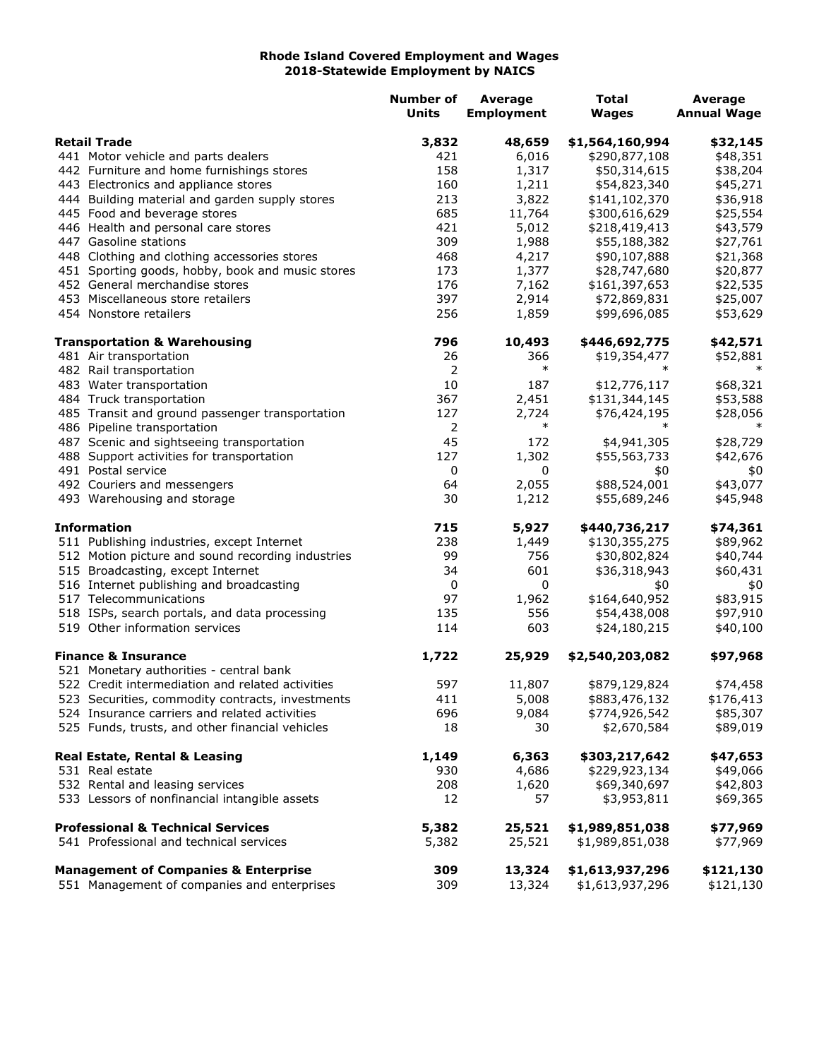# Rhode Island Covered Employment and Wages
## 2018-Statewide Employment by NAICS

| | Number of Units | Average Employment | Total Wages | Average Annual Wage |
|---|---|---|---|---|
| **Retail Trade** | **3,832** | **48,659** | **$1,564,160,994** | **$32,145** |
| 441 Motor vehicle and parts dealers | 421 | 6,016 | $290,877,108 | $48,351 |
| 442 Furniture and home furnishings stores | 158 | 1,317 | $50,314,615 | $38,204 |
| 443 Electronics and appliance stores | 160 | 1,211 | $54,823,340 | $45,271 |
| 444 Building material and garden supply stores | 213 | 3,822 | $141,102,370 | $36,918 |
| 445 Food and beverage stores | 685 | 11,764 | $300,616,629 | $25,554 |
| 446 Health and personal care stores | 421 | 5,012 | $218,419,413 | $43,579 |
| 447 Gasoline stations | 309 | 1,988 | $55,188,382 | $27,761 |
| 448 Clothing and clothing accessories stores | 468 | 4,217 | $90,107,888 | $21,368 |
| 451 Sporting goods, hobby, book and music stores | 173 | 1,377 | $28,747,680 | $20,877 |
| 452 General merchandise stores | 176 | 7,162 | $161,397,653 | $22,535 |
| 453 Miscellaneous store retailers | 397 | 2,914 | $72,869,831 | $25,007 |
| 454 Nonstore retailers | 256 | 1,859 | $99,696,085 | $53,629 |
| **Transportation & Warehousing** | **796** | **10,493** | **$446,692,775** | **$42,571** |
| 481 Air transportation | 26 | 366 | $19,354,477 | $52,881 |
| 482 Rail transportation | 2 | * | * | * |
| 483 Water transportation | 10 | 187 | $12,776,117 | $68,321 |
| 484 Truck transportation | 367 | 2,451 | $131,344,145 | $53,588 |
| 485 Transit and ground passenger transportation | 127 | 2,724 | $76,424,195 | $28,056 |
| 486 Pipeline transportation | 2 | * | * | * |
| 487 Scenic and sightseeing transportation | 45 | 172 | $4,941,305 | $28,729 |
| 488 Support activities for transportation | 127 | 1,302 | $55,563,733 | $42,676 |
| 491 Postal service | 0 | 0 | $0 | $0 |
| 492 Couriers and messengers | 64 | 2,055 | $88,524,001 | $43,077 |
| 493 Warehousing and storage | 30 | 1,212 | $55,689,246 | $45,948 |
| **Information** | **715** | **5,927** | **$440,736,217** | **$74,361** |
| 511 Publishing industries, except Internet | 238 | 1,449 | $130,355,275 | $89,962 |
| 512 Motion picture and sound recording industries | 99 | 756 | $30,802,824 | $40,744 |
| 515 Broadcasting, except Internet | 34 | 601 | $36,318,943 | $60,431 |
| 516 Internet publishing and broadcasting | 0 | 0 | $0 | $0 |
| 517 Telecommunications | 97 | 1,962 | $164,640,952 | $83,915 |
| 518 ISPs, search portals, and data processing | 135 | 556 | $54,438,008 | $97,910 |
| 519 Other information services | 114 | 603 | $24,180,215 | $40,100 |
| **Finance & Insurance** | **1,722** | **25,929** | **$2,540,203,082** | **$97,968** |
| 521 Monetary authorities - central bank | | | | |
| 522 Credit intermediation and related activities | 597 | 11,807 | $879,129,824 | $74,458 |
| 523 Securities, commodity contracts, investments | 411 | 5,008 | $883,476,132 | $176,413 |
| 524 Insurance carriers and related activities | 696 | 9,084 | $774,926,542 | $85,307 |
| 525 Funds, trusts, and other financial vehicles | 18 | 30 | $2,670,584 | $89,019 |
| **Real Estate, Rental & Leasing** | **1,149** | **6,363** | **$303,217,642** | **$47,653** |
| 531 Real estate | 930 | 4,686 | $229,923,134 | $49,066 |
| 532 Rental and leasing services | 208 | 1,620 | $69,340,697 | $42,803 |
| 533 Lessors of nonfinancial intangible assets | 12 | 57 | $3,953,811 | $69,365 |
| **Professional & Technical Services** | **5,382** | **25,521** | **$1,989,851,038** | **$77,969** |
| 541 Professional and technical services | 5,382 | 25,521 | $1,989,851,038 | $77,969 |
| **Management of Companies & Enterprise** | **309** | **13,324** | **$1,613,937,296** | **$121,130** |
| 551 Management of companies and enterprises | 309 | 13,324 | $1,613,937,296 | $121,130 |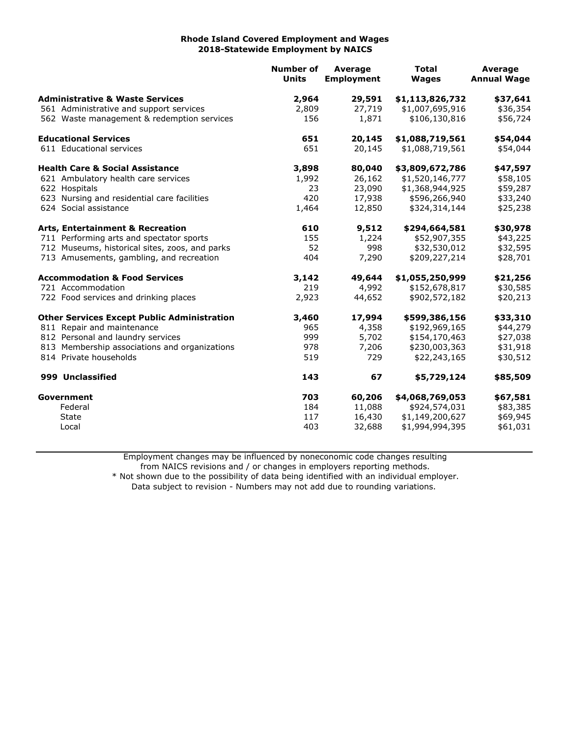**Rhode Island Covered Employment and Wages**
**2018-Statewide Employment by NAICS**

| | Number of Units | Average Employment | Total Wages | Average Annual Wage |
|---|---|---|---|---|
| **Administrative & Waste Services** | **2,964** | **29,591** | **$1,113,826,732** | **$37,641** |
| 561 Administrative and support services | 2,809 | 27,719 | $1,007,695,916 | $36,354 |
| 562 Waste management & redemption services | 156 | 1,871 | $106,130,816 | $56,724 |
| **Educational Services** | **651** | **20,145** | **$1,088,719,561** | **$54,044** |
| 611 Educational services | 651 | 20,145 | $1,088,719,561 | $54,044 |
| **Health Care & Social Assistance** | **3,898** | **80,040** | **$3,809,672,786** | **$47,597** |
| 621 Ambulatory health care services | 1,992 | 26,162 | $1,520,146,777 | $58,105 |
| 622 Hospitals | 23 | 23,090 | $1,368,944,925 | $59,287 |
| 623 Nursing and residential care facilities | 420 | 17,938 | $596,266,940 | $33,240 |
| 624 Social assistance | 1,464 | 12,850 | $324,314,144 | $25,238 |
| **Arts, Entertainment & Recreation** | **610** | **9,512** | **$294,664,581** | **$30,978** |
| 711 Performing arts and spectator sports | 155 | 1,224 | $52,907,355 | $43,225 |
| 712 Museums, historical sites, zoos, and parks | 52 | 998 | $32,530,012 | $32,595 |
| 713 Amusements, gambling, and recreation | 404 | 7,290 | $209,227,214 | $28,701 |
| **Accommodation & Food Services** | **3,142** | **49,644** | **$1,055,250,999** | **$21,256** |
| 721 Accommodation | 219 | 4,992 | $152,678,817 | $30,585 |
| 722 Food services and drinking places | 2,923 | 44,652 | $902,572,182 | $20,213 |
| **Other Services Except Public Administration** | **3,460** | **17,994** | **$599,386,156** | **$33,310** |
| 811 Repair and maintenance | 965 | 4,358 | $192,969,165 | $44,279 |
| 812 Personal and laundry services | 999 | 5,702 | $154,170,463 | $27,038 |
| 813 Membership associations and organizations | 978 | 7,206 | $230,003,363 | $31,918 |
| 814 Private households | 519 | 729 | $22,243,165 | $30,512 |
| **999 Unclassified** | **143** | **67** | **$5,729,124** | **$85,509** |
| **Government** | **703** | **60,206** | **$4,068,769,053** | **$67,581** |
| Federal | 184 | 11,088 | $924,574,031 | $83,385 |
| State | 117 | 16,430 | $1,149,200,627 | $69,945 |
| Local | 403 | 32,688 | $1,994,994,395 | $61,031 |

Employment changes may be influenced by noneconomic code changes resulting from NAICS revisions and / or changes in employers reporting methods.
* Not shown due to the possibility of data being identified with an individual employer.
Data subject to revision - Numbers may not add due to rounding variations.